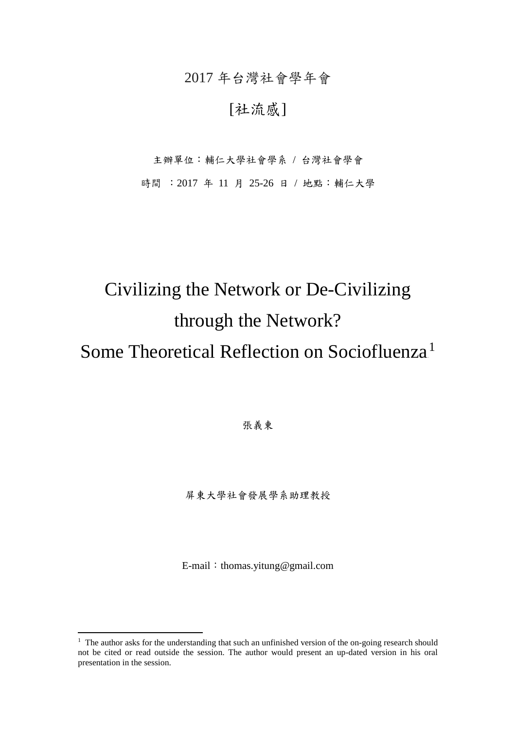2017 年台灣社會學年會

[社流感]

主辦單位：輔仁大學社會學系 / 台灣社會學會

時間 ：2017 年 11 月 25-26 日 / 地點：輔仁大學

# Civilizing the Network or De-Civilizing through the Network? Some Theoretical Reflection on Sociofluenza[1]

張義東

屏東大學社會發展學系助理教授

E-mail：thomas.yitung@gmail.com

[1] The author asks for the understanding that such an unfinished version of the on-going research should not be cited or read outside the session. The author would present an up-dated version in his oral presentation in the session.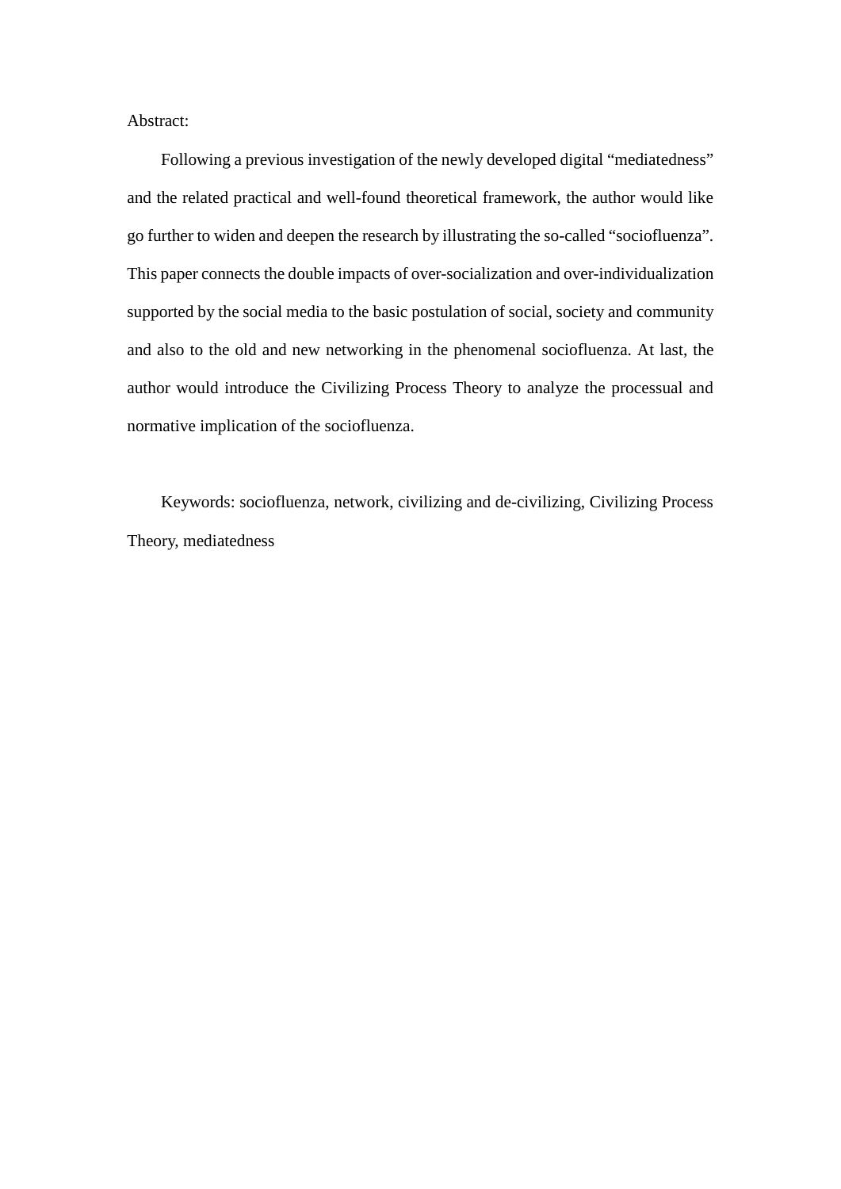Abstract:

Following a previous investigation of the newly developed digital “mediatedness” and the related practical and well-found theoretical framework, the author would like go further to widen and deepen the research by illustrating the so-called “sociofluenza”. This paper connects the double impacts of over-socialization and over-individualization supported by the social media to the basic postulation of social, society and community and also to the old and new networking in the phenomenal sociofluenza. At last, the author would introduce the Civilizing Process Theory to analyze the processual and normative implication of the sociofluenza.

Keywords: sociofluenza, network, civilizing and de-civilizing, Civilizing Process Theory, mediatedness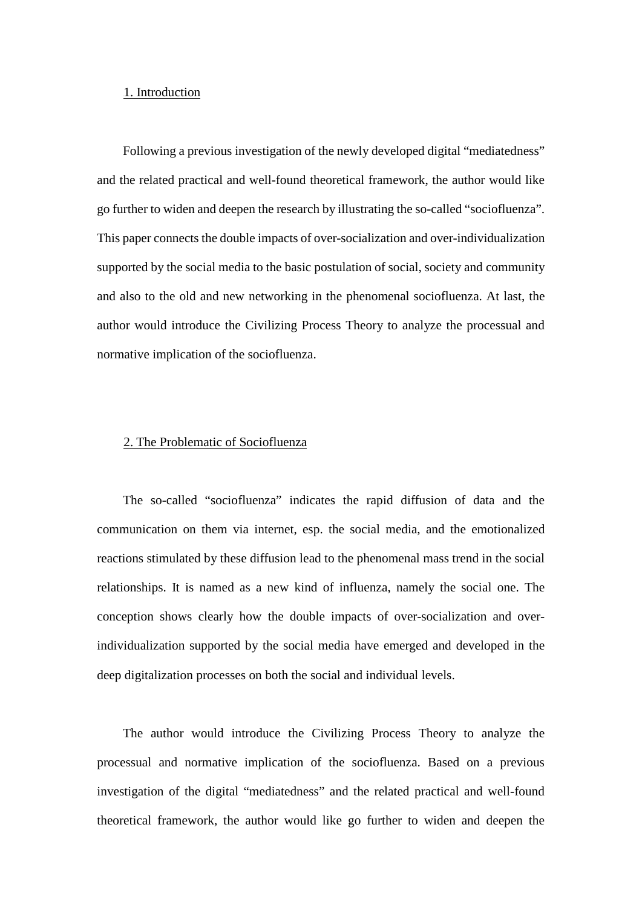## 1. Introduction

Following a previous investigation of the newly developed digital “mediatedness” and the related practical and well-found theoretical framework, the author would like go further to widen and deepen the research by illustrating the so-called “sociofluenza”. This paper connects the double impacts of over-socialization and over-individualization supported by the social media to the basic postulation of social, society and community and also to the old and new networking in the phenomenal sociofluenza. At last, the author would introduce the Civilizing Process Theory to analyze the processual and normative implication of the sociofluenza.

## 2. The Problematic of Sociofluenza

The so-called “sociofluenza” indicates the rapid diffusion of data and the communication on them via internet, esp. the social media, and the emotionalized reactions stimulated by these diffusion lead to the phenomenal mass trend in the social relationships. It is named as a new kind of influenza, namely the social one. The conception shows clearly how the double impacts of over-socialization and over-individualization supported by the social media have emerged and developed in the deep digitalization processes on both the social and individual levels.

The author would introduce the Civilizing Process Theory to analyze the processual and normative implication of the sociofluenza. Based on a previous investigation of the digital “mediatedness” and the related practical and well-found theoretical framework, the author would like go further to widen and deepen the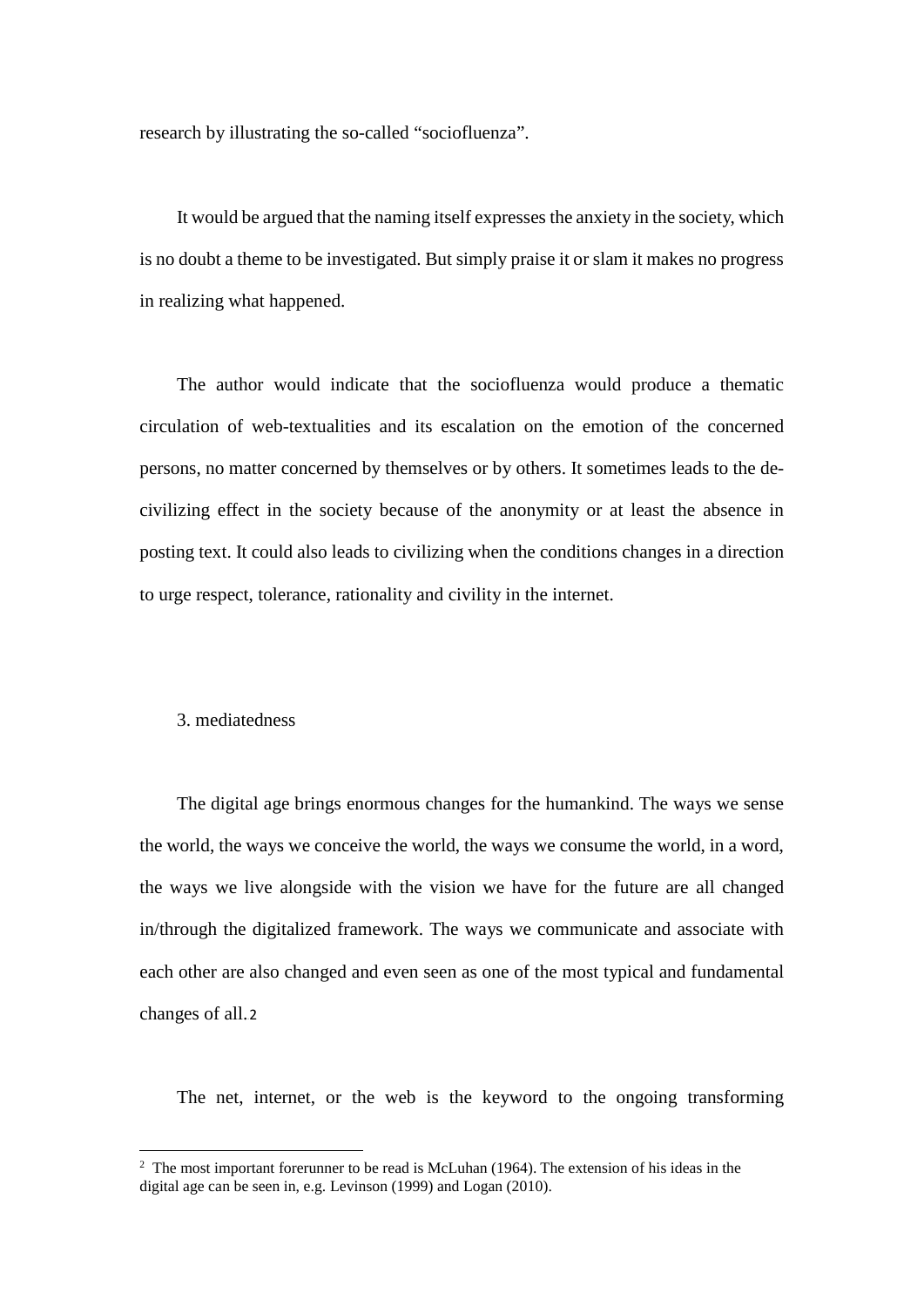research by illustrating the so-called “sociofluenza”.

It would be argued that the naming itself expresses the anxiety in the society, which is no doubt a theme to be investigated. But simply praise it or slam it makes no progress in realizing what happened.

The author would indicate that the sociofluenza would produce a thematic circulation of web-textualities and its escalation on the emotion of the concerned persons, no matter concerned by themselves or by others. It sometimes leads to the de-civilizing effect in the society because of the anonymity or at least the absence in posting text. It could also leads to civilizing when the conditions changes in a direction to urge respect, tolerance, rationality and civility in the internet.

## 3. mediatedness

The digital age brings enormous changes for the humankind. The ways we sense the world, the ways we conceive the world, the ways we consume the world, in a word, the ways we live alongside with the vision we have for the future are all changed in/through the digitalized framework. The ways we communicate and associate with each other are also changed and even seen as one of the most typical and fundamental changes of all.[2]

The net, internet, or the web is the keyword to the ongoing transforming

[2] The most important forerunner to be read is McLuhan (1964). The extension of his ideas in the digital age can be seen in, e.g. Levinson (1999) and Logan (2010).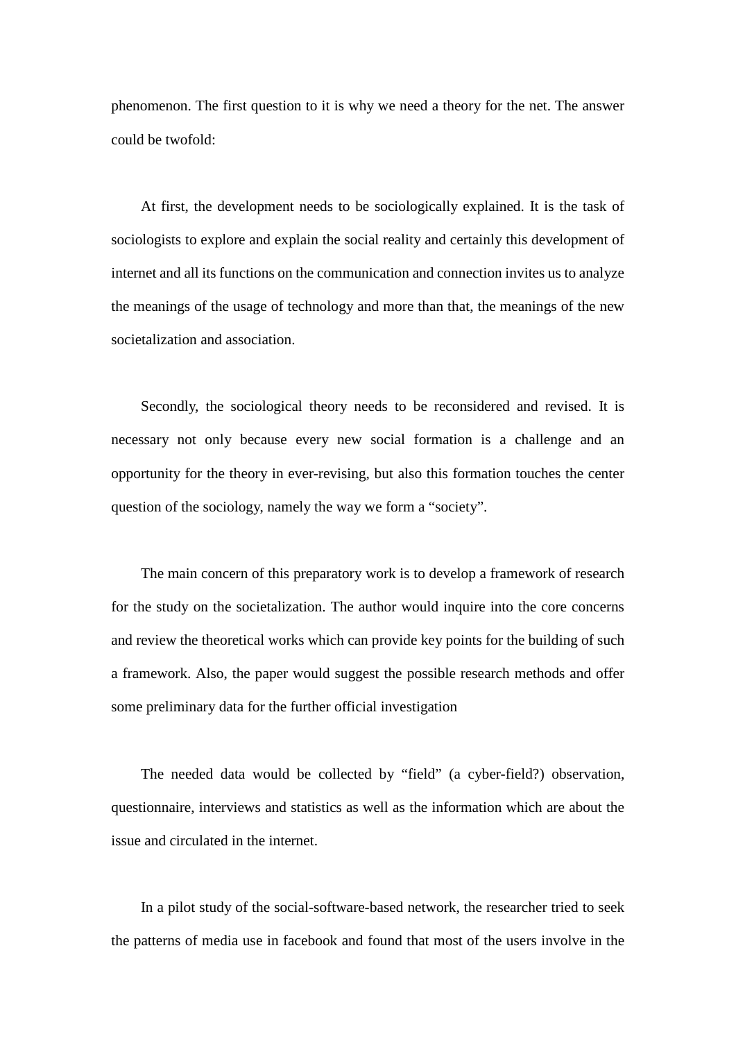phenomenon. The first question to it is why we need a theory for the net. The answer could be twofold:

At first, the development needs to be sociologically explained. It is the task of sociologists to explore and explain the social reality and certainly this development of internet and all its functions on the communication and connection invites us to analyze the meanings of the usage of technology and more than that, the meanings of the new societalization and association.

Secondly, the sociological theory needs to be reconsidered and revised. It is necessary not only because every new social formation is a challenge and an opportunity for the theory in ever-revising, but also this formation touches the center question of the sociology, namely the way we form a "society".

The main concern of this preparatory work is to develop a framework of research for the study on the societalization. The author would inquire into the core concerns and review the theoretical works which can provide key points for the building of such a framework. Also, the paper would suggest the possible research methods and offer some preliminary data for the further official investigation

The needed data would be collected by "field" (a cyber-field?) observation, questionnaire, interviews and statistics as well as the information which are about the issue and circulated in the internet.

In a pilot study of the social-software-based network, the researcher tried to seek the patterns of media use in facebook and found that most of the users involve in the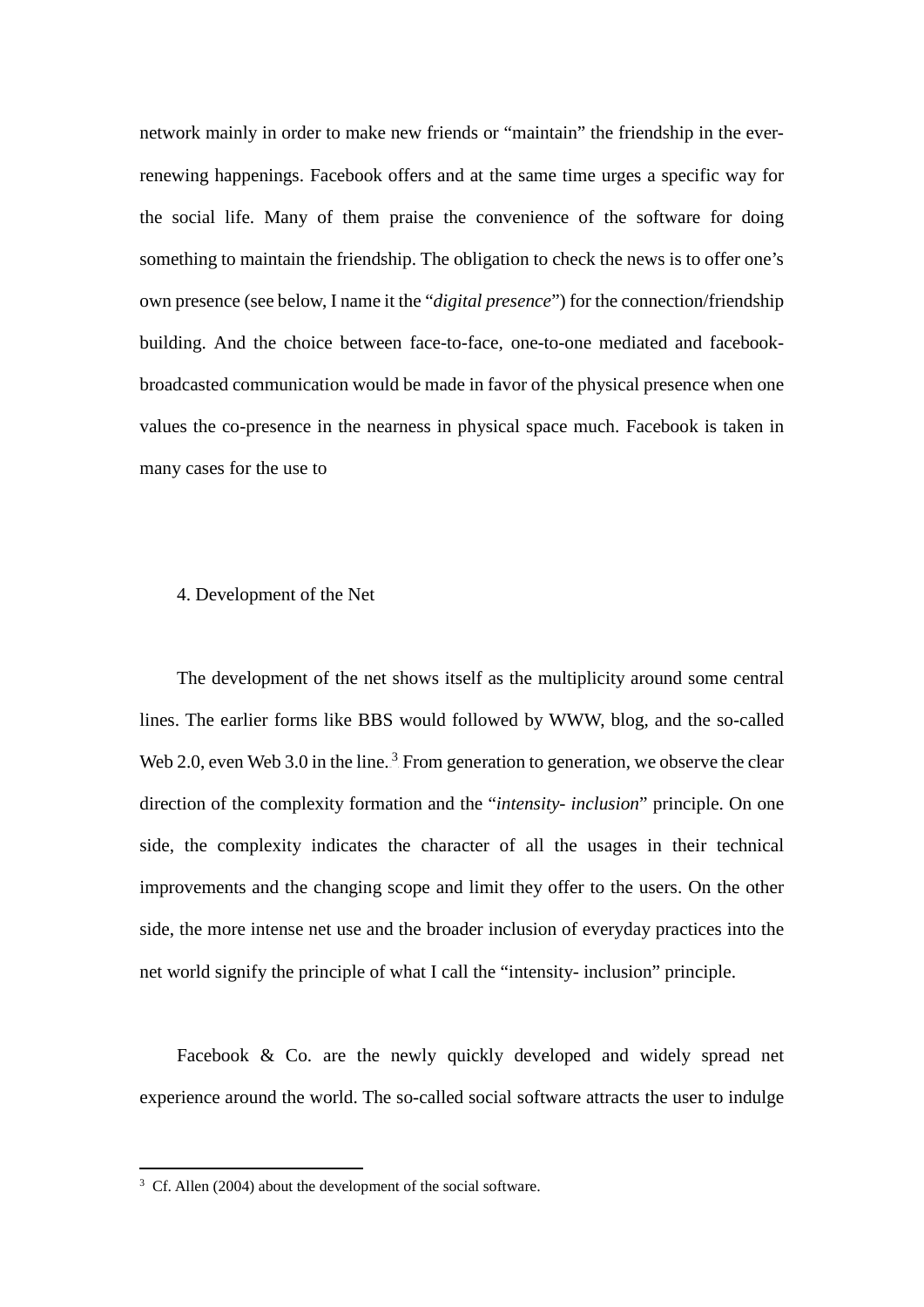network mainly in order to make new friends or "maintain" the friendship in the ever-renewing happenings. Facebook offers and at the same time urges a specific way for the social life. Many of them praise the convenience of the software for doing something to maintain the friendship. The obligation to check the news is to offer one's own presence (see below, I name it the "*digital presence*") for the connection/friendship building. And the choice between face-to-face, one-to-one mediated and facebook-broadcasted communication would be made in favor of the physical presence when one values the co-presence in the nearness in physical space much. Facebook is taken in many cases for the use to

## 4. Development of the Net

The development of the net shows itself as the multiplicity around some central lines. The earlier forms like BBS would followed by WWW, blog, and the so-called Web 2.0, even Web 3.0 in the line.[3] From generation to generation, we observe the clear direction of the complexity formation and the "*intensity- inclusion*" principle. On one side, the complexity indicates the character of all the usages in their technical improvements and the changing scope and limit they offer to the users. On the other side, the more intense net use and the broader inclusion of everyday practices into the net world signify the principle of what I call the "intensity- inclusion" principle.

Facebook & Co. are the newly quickly developed and widely spread net experience around the world. The so-called social software attracts the user to indulge

---

[3] Cf. Allen (2004) about the development of the social software.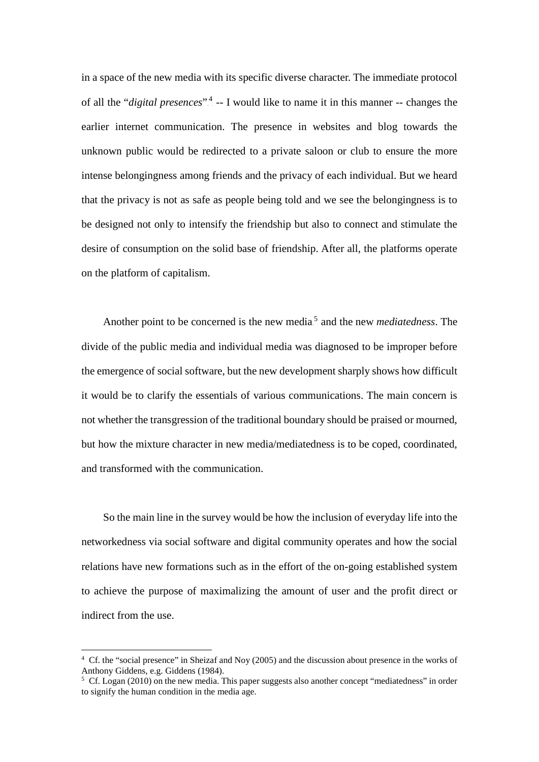in a space of the new media with its specific diverse character. The immediate protocol of all the "*digital presences*"[4] -- I would like to name it in this manner -- changes the earlier internet communication. The presence in websites and blog towards the unknown public would be redirected to a private saloon or club to ensure the more intense belongingness among friends and the privacy of each individual. But we heard that the privacy is not as safe as people being told and we see the belongingness is to be designed not only to intensify the friendship but also to connect and stimulate the desire of consumption on the solid base of friendship. After all, the platforms operate on the platform of capitalism.

Another point to be concerned is the new media[5] and the new *mediatedness*. The divide of the public media and individual media was diagnosed to be improper before the emergence of social software, but the new development sharply shows how difficult it would be to clarify the essentials of various communications. The main concern is not whether the transgression of the traditional boundary should be praised or mourned, but how the mixture character in new media/mediatedness is to be coped, coordinated, and transformed with the communication.

So the main line in the survey would be how the inclusion of everyday life into the networkedness via social software and digital community operates and how the social relations have new formations such as in the effort of the on-going established system to achieve the purpose of maximalizing the amount of user and the profit direct or indirect from the use.

---

[4] Cf. the "social presence" in Sheizaf and Noy (2005) and the discussion about presence in the works of Anthony Giddens, e.g. Giddens (1984).

[5] Cf. Logan (2010) on the new media. This paper suggests also another concept "mediatedness" in order to signify the human condition in the media age.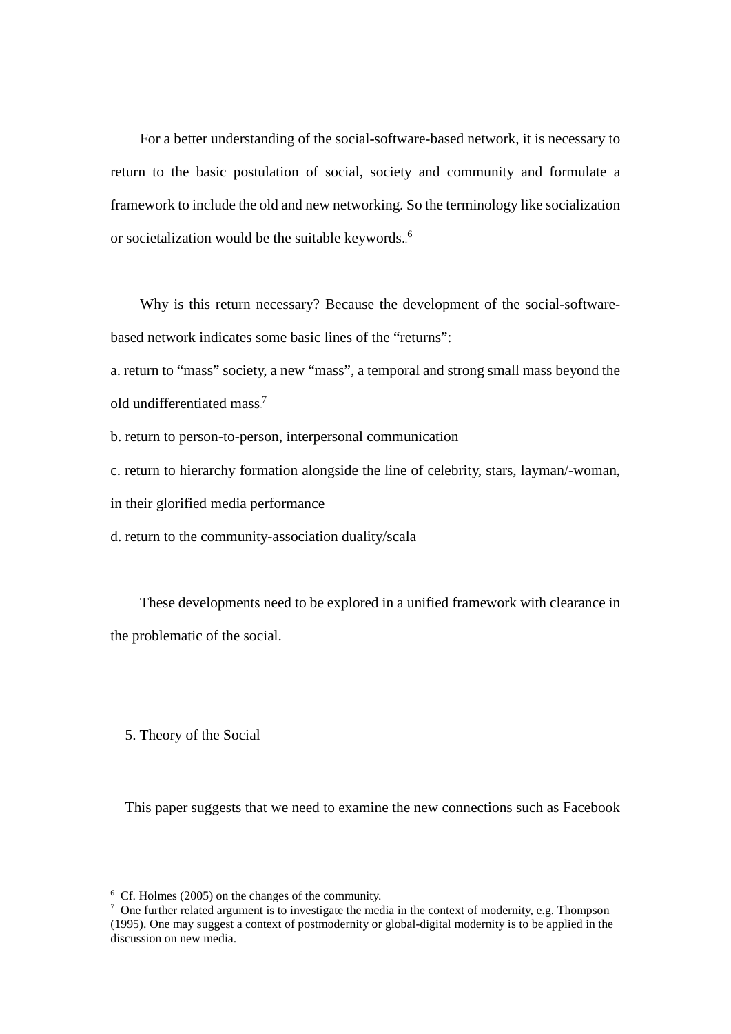For a better understanding of the social-software-based network, it is necessary to return to the basic postulation of social, society and community and formulate a framework to include the old and new networking. So the terminology like socialization or societalization would be the suitable keywords.[6]

Why is this return necessary? Because the development of the social-software-based network indicates some basic lines of the "returns":

a. return to "mass" society, a new "mass", a temporal and strong small mass beyond the old undifferentiated mass[7]

b. return to person-to-person, interpersonal communication

c. return to hierarchy formation alongside the line of celebrity, stars, layman/-woman, in their glorified media performance

d. return to the community-association duality/scala

These developments need to be explored in a unified framework with clearance in the problematic of the social.

## 5. Theory of the Social

This paper suggests that we need to examine the new connections such as Facebook

---

[6] Cf. Holmes (2005) on the changes of the community.

[7] One further related argument is to investigate the media in the context of modernity, e.g. Thompson (1995). One may suggest a context of postmodernity or global-digital modernity is to be applied in the discussion on new media.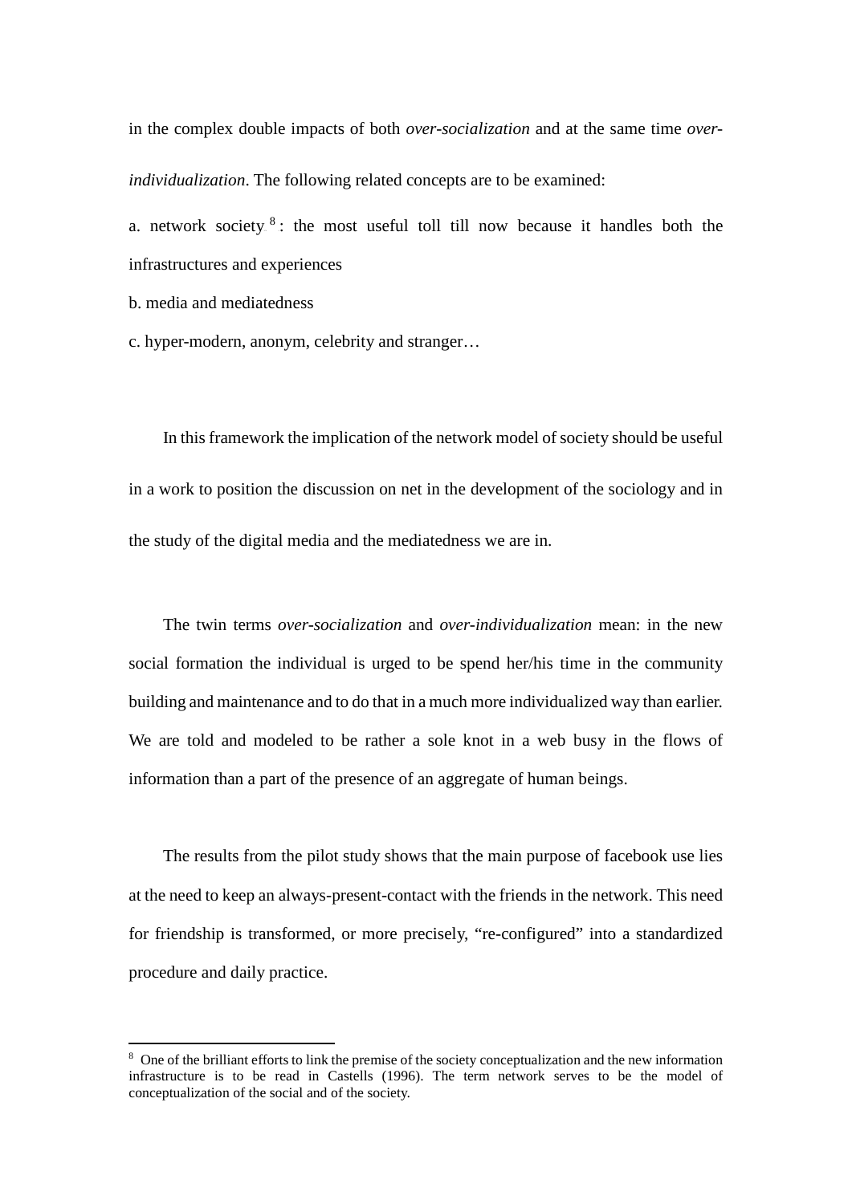in the complex double impacts of both *over-socialization* and at the same time *over-individualization*. The following related concepts are to be examined:

a. network society [8]: the most useful toll till now because it handles both the infrastructures and experiences

b. media and mediatedness

c. hyper-modern, anonym, celebrity and stranger…

In this framework the implication of the network model of society should be useful in a work to position the discussion on net in the development of the sociology and in the study of the digital media and the mediatedness we are in.

The twin terms *over-socialization* and *over-individualization* mean: in the new social formation the individual is urged to be spend her/his time in the community building and maintenance and to do that in a much more individualized way than earlier. We are told and modeled to be rather a sole knot in a web busy in the flows of information than a part of the presence of an aggregate of human beings.

The results from the pilot study shows that the main purpose of facebook use lies at the need to keep an always-present-contact with the friends in the network. This need for friendship is transformed, or more precisely, "re-configured" into a standardized procedure and daily practice.

---

[8] One of the brilliant efforts to link the premise of the society conceptualization and the new information infrastructure is to be read in Castells (1996). The term network serves to be the model of conceptualization of the social and of the society.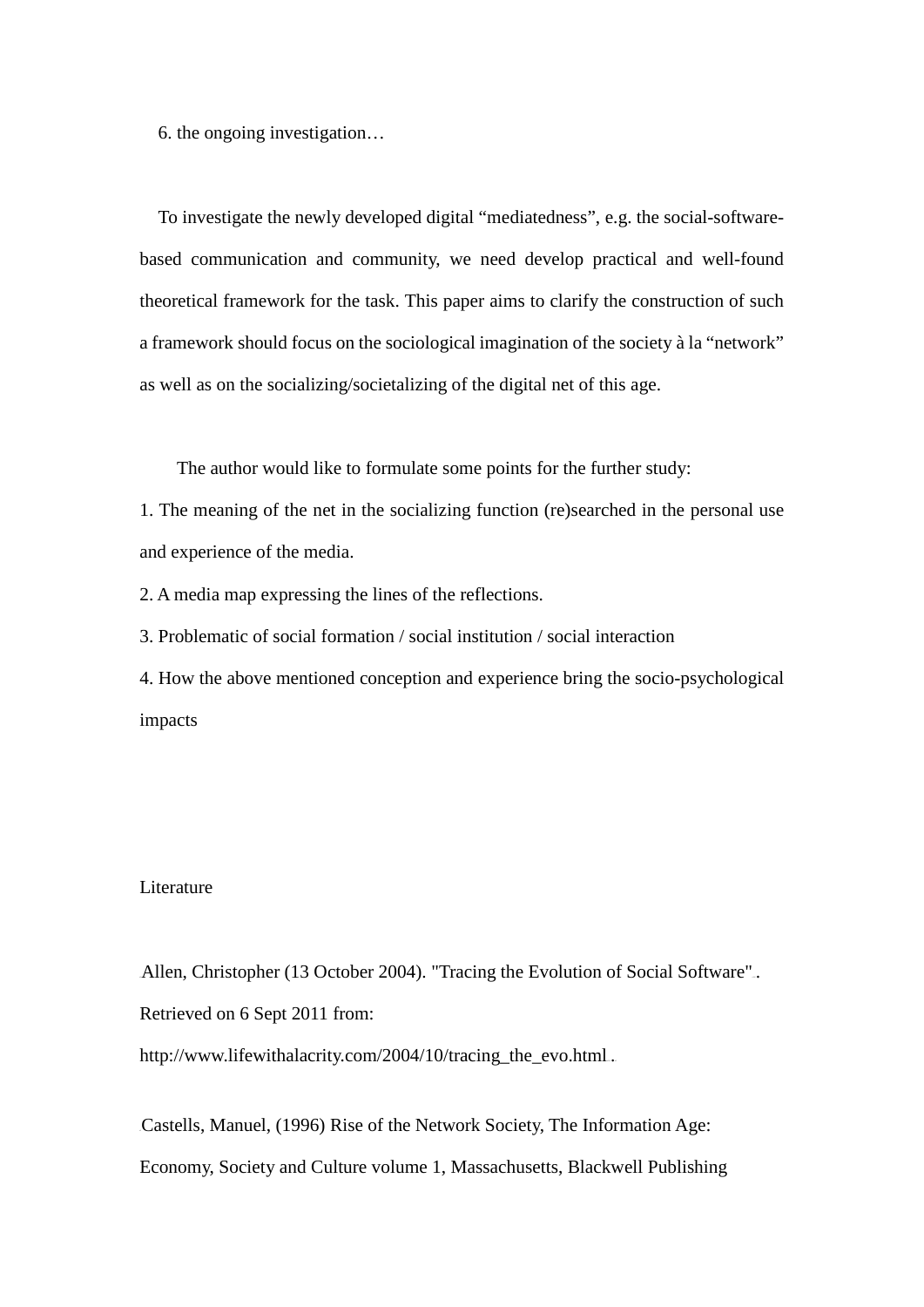## 6. the ongoing investigation…

To investigate the newly developed digital “mediatedness”, e.g. the social-software-based communication and community, we need develop practical and well-found theoretical framework for the task. This paper aims to clarify the construction of such a framework should focus on the sociological imagination of the society à la “network” as well as on the socializing/societalizing of the digital net of this age.

The author would like to formulate some points for the further study:

1. The meaning of the net in the socializing function (re)searched in the personal use and experience of the media.
2. A media map expressing the lines of the reflections.
3. Problematic of social formation / social institution / social interaction
4. How the above mentioned conception and experience bring the socio-psychological impacts

## Literature

Allen, Christopher (13 October 2004). "Tracing the Evolution of Social Software". Retrieved on 6 Sept 2011 from: http://www.lifewithalacrity.com/2004/10/tracing_the_evo.html .

Castells, Manuel, (1996) Rise of the Network Society, The Information Age: Economy, Society and Culture volume 1, Massachusetts, Blackwell Publishing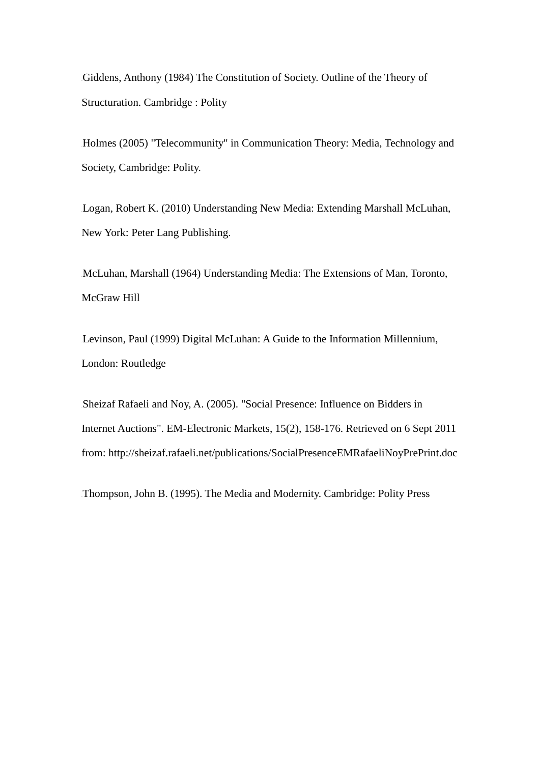Giddens, Anthony (1984) The Constitution of Society. Outline of the Theory of Structuration. Cambridge : Polity

Holmes (2005) "Telecommunity" in Communication Theory: Media, Technology and Society, Cambridge: Polity.

Logan, Robert K. (2010) Understanding New Media: Extending Marshall McLuhan, New York: Peter Lang Publishing.

McLuhan, Marshall (1964) Understanding Media: The Extensions of Man, Toronto, McGraw Hill

Levinson, Paul (1999) Digital McLuhan: A Guide to the Information Millennium, London: Routledge

Sheizaf Rafaeli and Noy, A. (2005). "Social Presence: Influence on Bidders in Internet Auctions". EM-Electronic Markets, 15(2), 158-176. Retrieved on 6 Sept 2011 from: http://sheizaf.rafaeli.net/publications/SocialPresenceEMRafaeliNoyPrePrint.doc

Thompson, John B. (1995). The Media and Modernity. Cambridge: Polity Press